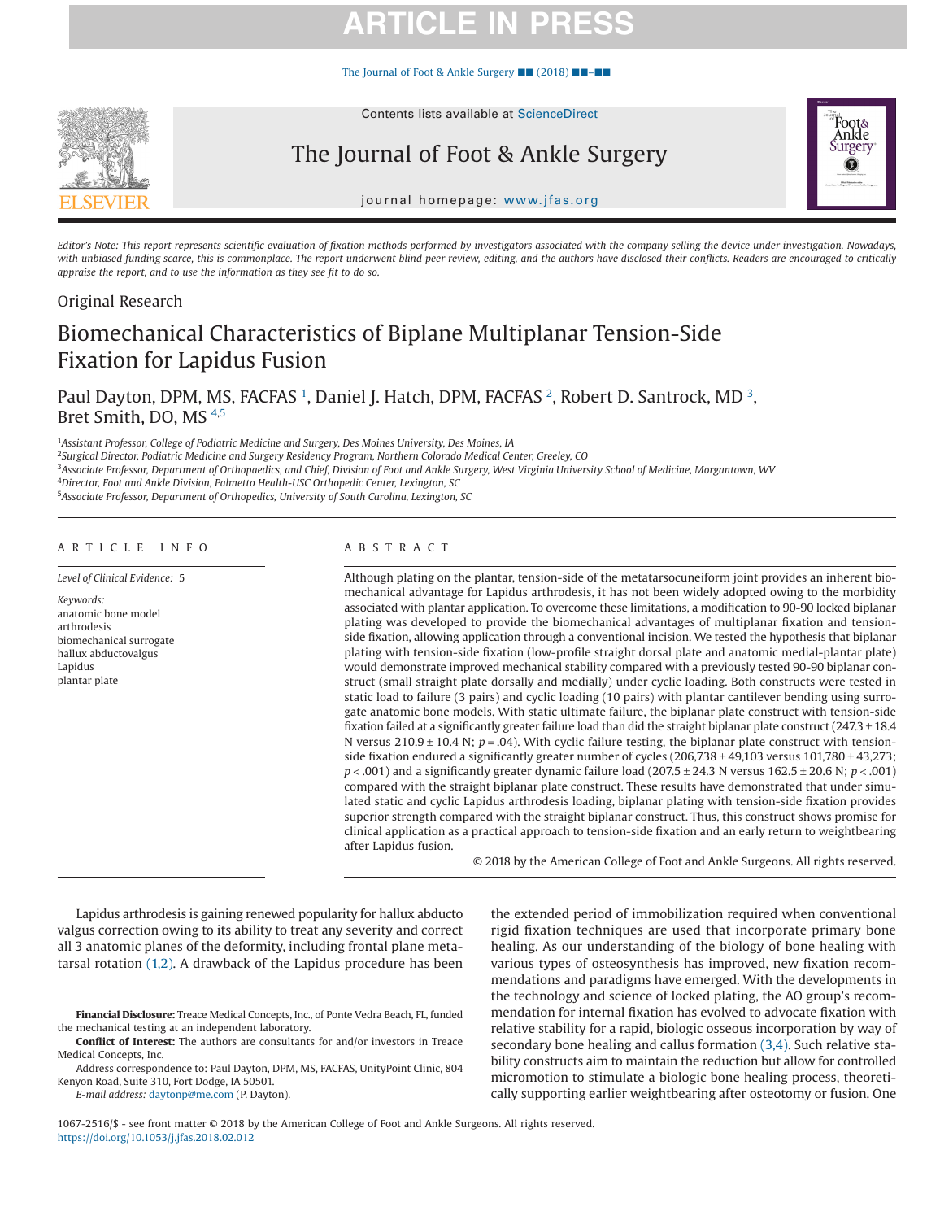*Editor's Note: This report represents scientific evaluation of fixation methods performed by investigators associated with the company selling the device under investigation. Nowadays, with unbiased funding scarce, this is commonplace. The report underwent blind peer review, editing, and the authors have disclosed their conflicts. Readers are encouraged to critically appraise the report, and to use the information as they see fit to do so.*

Original Research

# Biomechanical Characteristics of Biplane Multiplanar Tension-Side Fixation for Lapidus Fusion

Paul Dayton, DPM, MS, FACFAS [1], Daniel J. Hatch, DPM, FACFAS [2], Robert D. Santrock, MD [3], Bret Smith, DO, MS [4,5]

[1]*Assistant Professor, College of Podiatric Medicine and Surgery, Des Moines University, Des Moines, IA*
[2]*Surgical Director, Podiatric Medicine and Surgery Residency Program, Northern Colorado Medical Center, Greeley, CO*
[3]*Associate Professor, Department of Orthopaedics, and Chief, Division of Foot and Ankle Surgery, West Virginia University School of Medicine, Morgantown, WV*
[4]*Director, Foot and Ankle Division, Palmetto Health-USC Orthopedic Center, Lexington, SC*
[5]*Associate Professor, Department of Orthopedics, University of South Carolina, Lexington, SC*

## ARTICLE INFO

*Level of Clinical Evidence:* 5

*Keywords:*
anatomic bone model
arthrodesis
biomechanical surrogate
hallux abductovalgus
Lapidus
plantar plate

## ABSTRACT

Although plating on the plantar, tension-side of the metatarsocuneiform joint provides an inherent biomechanical advantage for Lapidus arthrodesis, it has not been widely adopted owing to the morbidity associated with plantar application. To overcome these limitations, a modification to 90-90 locked biplanar plating was developed to provide the biomechanical advantages of multiplanar fixation and tension-side fixation, allowing application through a conventional incision. We tested the hypothesis that biplanar plating with tension-side fixation (low-profile straight dorsal plate and anatomic medial-plantar plate) would demonstrate improved mechanical stability compared with a previously tested 90-90 biplanar construct (small straight plate dorsally and medially) under cyclic loading. Both constructs were tested in static load to failure (3 pairs) and cyclic loading (10 pairs) with plantar cantilever bending using surrogate anatomic bone models. With static ultimate failure, the biplanar plate construct with tension-side fixation failed at a significantly greater failure load than did the straight biplanar plate construct (247.3 ± 18.4 N versus 210.9 ± 10.4 N; $p = .04$). With cyclic failure testing, the biplanar plate construct with tension-side fixation endured a significantly greater number of cycles (206,738 ± 49,103 versus 101,780 ± 43,273; $p < .001$) and a significantly greater dynamic failure load (207.5 ± 24.3 N versus 162.5 ± 20.6 N; $p < .001$) compared with the straight biplanar plate construct. These results have demonstrated that under simulated static and cyclic Lapidus arthrodesis loading, biplanar plating with tension-side fixation provides superior strength compared with the straight biplanar construct. Thus, this construct shows promise for clinical application as a practical approach to tension-side fixation and an early return to weightbearing after Lapidus fusion.

© 2018 by the American College of Foot and Ankle Surgeons. All rights reserved.

Lapidus arthrodesis is gaining renewed popularity for hallux abducto valgus correction owing to its ability to treat any severity and correct all 3 anatomic planes of the deformity, including frontal plane metatarsal rotation (1,2). A drawback of the Lapidus procedure has been the extended period of immobilization required when conventional rigid fixation techniques are used that incorporate primary bone healing. As our understanding of the biology of bone healing with various types of osteosynthesis has improved, new fixation recommendations and paradigms have emerged. With the developments in the technology and science of locked plating, the AO group's recommendation for internal fixation has evolved to advocate fixation with relative stability for a rapid, biologic osseous incorporation by way of secondary bone healing and callus formation (3,4). Such relative stability constructs aim to maintain the reduction but allow for controlled micromotion to stimulate a biologic bone healing process, theoretically supporting earlier weightbearing after osteotomy or fusion. One

**Financial Disclosure:** Treace Medical Concepts, Inc., of Ponte Vedra Beach, FL, funded the mechanical testing at an independent laboratory.

**Conflict of Interest:** The authors are consultants for and/or investors in Treace Medical Concepts, Inc.

Address correspondence to: Paul Dayton, DPM, MS, FACFAS, UnityPoint Clinic, 804 Kenyon Road, Suite 310, Fort Dodge, IA 50501.

*E-mail address:* daytonp@me.com (P. Dayton).

1067-2516/$ - see front matter © 2018 by the American College of Foot and Ankle Surgeons. All rights reserved.
https://doi.org/10.1053/j.jfas.2018.02.012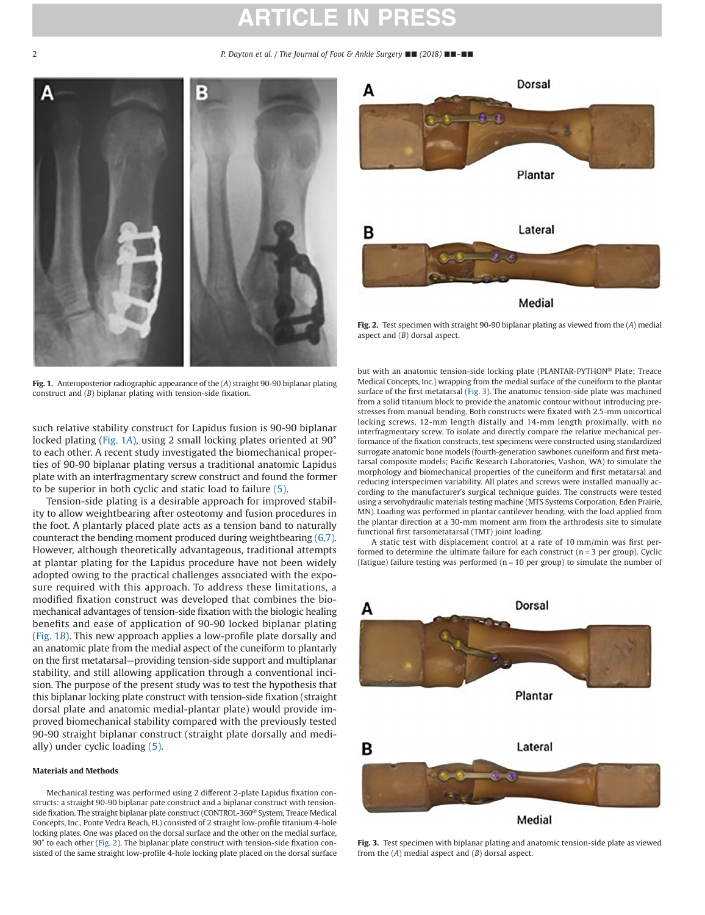Fig. 1. Anteroposterior radiographic appearance of the (*A*) straight 90-90 biplanar plating construct and (*B*) biplanar plating with tension-side fixation.

Fig. 2. Test specimen with straight 90-90 biplanar plating as viewed from the (*A*) medial aspect and (*B*) dorsal aspect.

such relative stability construct for Lapidus fusion is 90-90 biplanar locked plating (Fig. 1*A*), using 2 small locking plates oriented at 90° to each other. A recent study investigated the biomechanical properties of 90-90 biplanar plating versus a traditional anatomic Lapidus plate with an interfragmentary screw construct and found the former to be superior in both cyclic and static load to failure (5).

Tension-side plating is a desirable approach for improved stability to allow weightbearing after osteotomy and fusion procedures in the foot. A plantarly placed plate acts as a tension band to naturally counteract the bending moment produced during weightbearing (6,7). However, although theoretically advantageous, traditional attempts at plantar plating for the Lapidus procedure have not been widely adopted owing to the practical challenges associated with the exposure required with this approach. To address these limitations, a modified fixation construct was developed that combines the biomechanical advantages of tension-side fixation with the biologic healing benefits and ease of application of 90-90 locked biplanar plating (Fig. 1*B*). This new approach applies a low-profile plate dorsally and an anatomic plate from the medial aspect of the cuneiform to plantarly on the first metatarsal—providing tension-side support and multiplanar stability, and still allowing application through a conventional incision. The purpose of the present study was to test the hypothesis that this biplanar locking plate construct with tension-side fixation (straight dorsal plate and anatomic medial-plantar plate) would provide improved biomechanical stability compared with the previously tested 90-90 straight biplanar construct (straight plate dorsally and medially) under cyclic loading (5).

#### Materials and Methods

Mechanical testing was performed using 2 different 2-plate Lapidus fixation constructs: a straight 90-90 biplanar pate construct and a biplanar construct with tension-side fixation. The straight biplanar plate construct (CONTROL-360® System, Treace Medical Concepts, Inc., Ponte Vedra Beach, FL) consisted of 2 straight low-profile titanium 4-hole locking plates. One was placed on the dorsal surface and the other on the medial surface, 90° to each other (Fig. 2). The biplanar plate construct with tension-side fixation consisted of the same straight low-profile 4-hole locking plate placed on the dorsal surface but with an anatomic tension-side locking plate (PLANTAR-PYTHON® Plate; Treace Medical Concepts, Inc.) wrapping from the medial surface of the cuneiform to the plantar surface of the first metatarsal (Fig. 3). The anatomic tension-side plate was machined from a solid titanium block to provide the anatomic contour without introducing prestresses from manual bending. Both constructs were fixated with 2.5-mm unicortical locking screws, 12-mm length distally and 14-mm length proximally, with no interfragmentary screw. To isolate and directly compare the relative mechanical performance of the fixation constructs, test specimens were constructed using standardized surrogate anatomic bone models (fourth-generation sawbones cuneiform and first metatarsal composite models; Pacific Research Laboratories, Vashon, WA) to simulate the morphology and biomechanical properties of the cuneiform and first metatarsal and reducing interspecimen variability. All plates and screws were installed manually according to the manufacturer's surgical technique guides. The constructs were tested using a servohydraulic materials testing machine (MTS Systems Corporation, Eden Prairie, MN). Loading was performed in plantar cantilever bending, with the load applied from the plantar direction at a 30-mm moment arm from the arthrodesis site to simulate functional first tarsometatarsal (TMT) joint loading.

A static test with displacement control at a rate of 10 mm/min was first performed to determine the ultimate failure for each construct (n = 3 per group). Cyclic (fatigue) failure testing was performed (n = 10 per group) to simulate the number of

Fig. 3. Test specimen with biplanar plating and anatomic tension-side plate as viewed from the (*A*) medial aspect and (*B*) dorsal aspect.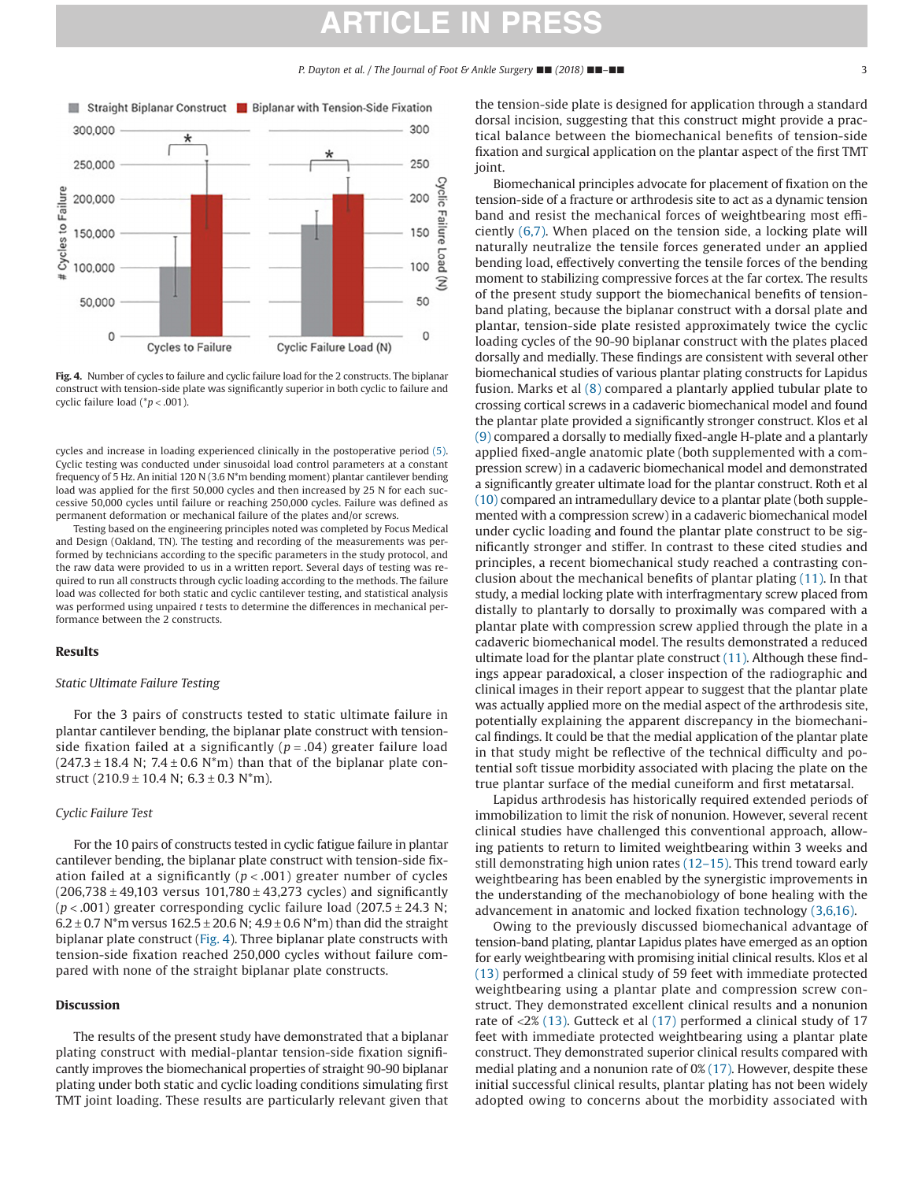Fig. 4. Number of cycles to failure and cyclic failure load for the 2 constructs. The biplanar construct with tension-side plate was significantly superior in both cyclic to failure and cyclic failure load (*$p < .001$).

cycles and increase in loading experienced clinically in the postoperative period (5). Cyclic testing was conducted under sinusoidal load control parameters at a constant frequency of 5 Hz. An initial 120 N (3.6 N*m bending moment) plantar cantilever bending load was applied for the first 50,000 cycles and then increased by 25 N for each successive 50,000 cycles until failure or reaching 250,000 cycles. Failure was defined as permanent deformation or mechanical failure of the plates and/or screws.

Testing based on the engineering principles noted was completed by Focus Medical and Design (Oakland, TN). The testing and recording of the measurements was performed by technicians according to the specific parameters in the study protocol, and the raw data were provided to us in a written report. Several days of testing was required to run all constructs through cyclic loading according to the methods. The failure load was collected for both static and cyclic cantilever testing, and statistical analysis was performed using unpaired *t* tests to determine the differences in mechanical performance between the 2 constructs.

## Results

### Static Ultimate Failure Testing

For the 3 pairs of constructs tested to static ultimate failure in plantar cantilever bending, the biplanar plate construct with tension-side fixation failed at a significantly ($p = .04$) greater failure load (247.3 ± 18.4 N; 7.4 ± 0.6 N*m) than that of the biplanar plate construct (210.9 ± 10.4 N; 6.3 ± 0.3 N*m).

### Cyclic Failure Test

For the 10 pairs of constructs tested in cyclic fatigue failure in plantar cantilever bending, the biplanar plate construct with tension-side fixation failed at a significantly ($p < .001$) greater number of cycles (206,738 ± 49,103 versus 101,780 ± 43,273 cycles) and significantly ($p < .001$) greater corresponding cyclic failure load (207.5 ± 24.3 N; 6.2 ± 0.7 N*m versus 162.5 ± 20.6 N; 4.9 ± 0.6 N*m) than did the straight biplanar plate construct (Fig. 4). Three biplanar plate constructs with tension-side fixation reached 250,000 cycles without failure compared with none of the straight biplanar plate constructs.

## Discussion

The results of the present study have demonstrated that a biplanar plating construct with medial-plantar tension-side fixation significantly improves the biomechanical properties of straight 90-90 biplanar plating under both static and cyclic loading conditions simulating first TMT joint loading. These results are particularly relevant given that the tension-side plate is designed for application through a standard dorsal incision, suggesting that this construct might provide a practical balance between the biomechanical benefits of tension-side fixation and surgical application on the plantar aspect of the first TMT joint.

Biomechanical principles advocate for placement of fixation on the tension-side of a fracture or arthrodesis site to act as a dynamic tension band and resist the mechanical forces of weightbearing most efficiently (6,7). When placed on the tension side, a locking plate will naturally neutralize the tensile forces generated under an applied bending load, effectively converting the tensile forces of the bending moment to stabilizing compressive forces at the far cortex. The results of the present study support the biomechanical benefits of tension-band plating, because the biplanar construct with a dorsal plate and plantar, tension-side plate resisted approximately twice the cyclic loading cycles of the 90-90 biplanar construct with the plates placed dorsally and medially. These findings are consistent with several other biomechanical studies of various plantar plating constructs for Lapidus fusion. Marks et al (8) compared a plantarly applied tubular plate to crossing cortical screws in a cadaveric biomechanical model and found the plantar plate provided a significantly stronger construct. Klos et al (9) compared a dorsally to medially fixed-angle H-plate and a plantarly applied fixed-angle anatomic plate (both supplemented with a compression screw) in a cadaveric biomechanical model and demonstrated a significantly greater ultimate load for the plantar construct. Roth et al (10) compared an intramedullary device to a plantar plate (both supplemented with a compression screw) in a cadaveric biomechanical model under cyclic loading and found the plantar plate construct to be significantly stronger and stiffer. In contrast to these cited studies and principles, a recent biomechanical study reached a contrasting conclusion about the mechanical benefits of plantar plating (11). In that study, a medial locking plate with interfragmentary screw placed from distally to plantarly to dorsally to proximally was compared with a plantar plate with compression screw applied through the plate in a cadaveric biomechanical model. The results demonstrated a reduced ultimate load for the plantar plate construct (11). Although these findings appear paradoxical, a closer inspection of the radiographic and clinical images in their report appear to suggest that the plantar plate was actually applied more on the medial aspect of the arthrodesis site, potentially explaining the apparent discrepancy in the biomechanical findings. It could be that the medial application of the plantar plate in that study might be reflective of the technical difficulty and potential soft tissue morbidity associated with placing the plate on the true plantar surface of the medial cuneiform and first metatarsal.

Lapidus arthrodesis has historically required extended periods of immobilization to limit the risk of nonunion. However, several recent clinical studies have challenged this conventional approach, allowing patients to return to limited weightbearing within 3 weeks and still demonstrating high union rates (12–15). This trend toward early weightbearing has been enabled by the synergistic improvements in the understanding of the mechanobiology of bone healing with the advancement in anatomic and locked fixation technology (3,6,16).

Owing to the previously discussed biomechanical advantage of tension-band plating, plantar Lapidus plates have emerged as an option for early weightbearing with promising initial clinical results. Klos et al (13) performed a clinical study of 59 feet with immediate protected weightbearing using a plantar plate and compression screw construct. They demonstrated excellent clinical results and a nonunion rate of <2% (13). Gutteck et al (17) performed a clinical study of 17 feet with immediate protected weightbearing using a plantar plate construct. They demonstrated superior clinical results compared with medial plating and a nonunion rate of 0% (17). However, despite these initial successful clinical results, plantar plating has not been widely adopted owing to concerns about the morbidity associated with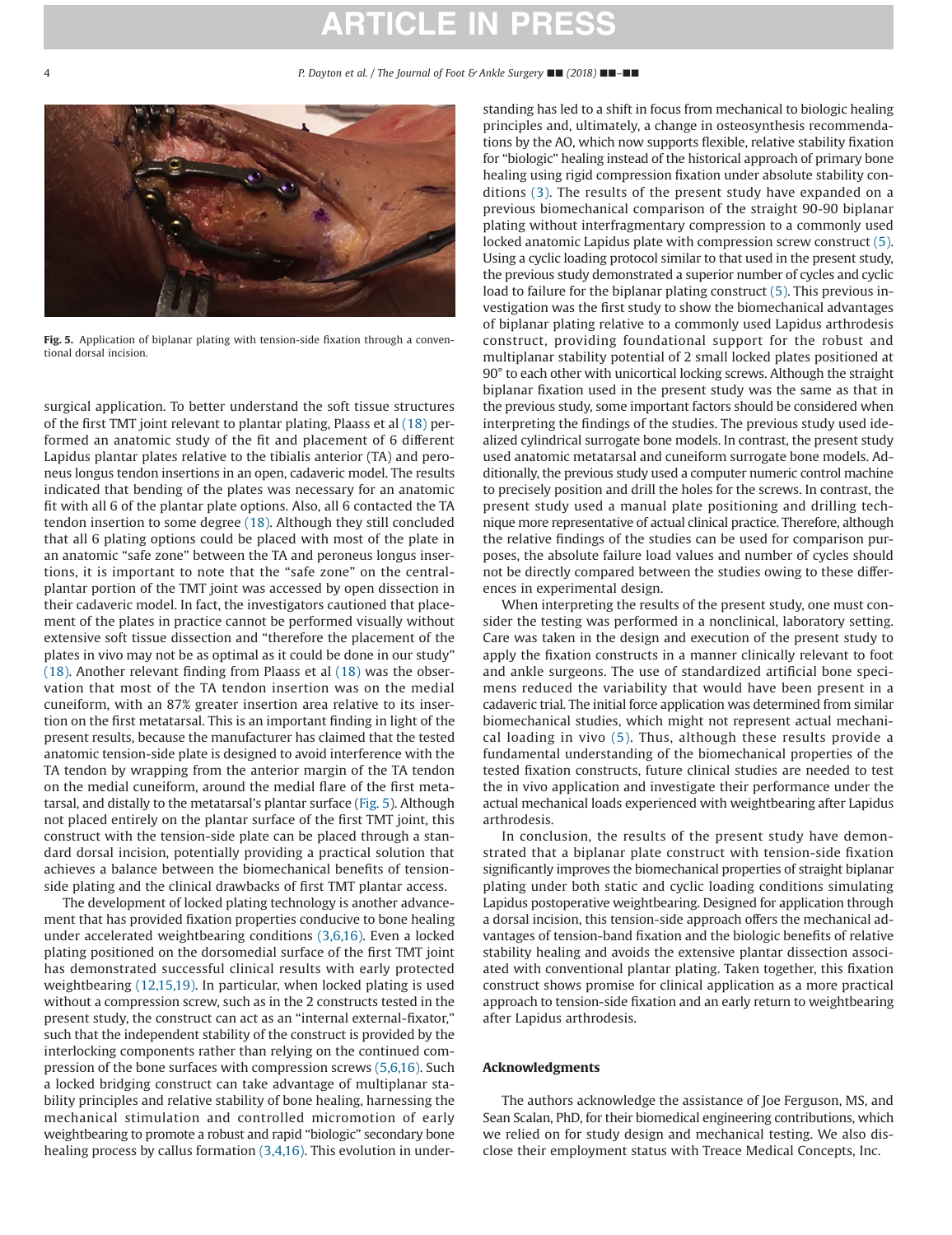Fig. 5. Application of biplanar plating with tension-side fixation through a conventional dorsal incision.

surgical application. To better understand the soft tissue structures of the first TMT joint relevant to plantar plating, Plaass et al (18) performed an anatomic study of the fit and placement of 6 different Lapidus plantar plates relative to the tibialis anterior (TA) and peroneus longus tendon insertions in an open, cadaveric model. The results indicated that bending of the plates was necessary for an anatomic fit with all 6 of the plantar plate options. Also, all 6 contacted the TA tendon insertion to some degree (18). Although they still concluded that all 6 plating options could be placed with most of the plate in an anatomic "safe zone" between the TA and peroneus longus insertions, it is important to note that the "safe zone" on the central-plantar portion of the TMT joint was accessed by open dissection in their cadaver model. In fact, the investigators cautioned that placement of the plates in practice cannot be performed visually without extensive soft tissue dissection and "therefore the placement of the plates in vivo may not be as optimal as it could be done in our study" (18). Another relevant finding from Plaass et al (18) was the observation that most of the TA tendon insertion was on the medial cuneiform, with an 87% greater insertion area relative to its insertion on the first metatarsal. This is an important finding in light of the present results, because the manufacturer has claimed that the tested anatomic tension-side plate is designed to avoid interference with the TA tendon by wrapping from the anterior margin of the TA tendon on the medial cuneiform, around the medial flare of the first metatarsal, and distally to the metatarsal's plantar surface (Fig. 5). Although not placed entirely on the plantar surface of the first TMT joint, this construct with the tension-side plate can be placed through a standard dorsal incision, potentially providing a practical solution that achieves a balance between the biomechanical benefits of tension-side plating and the clinical drawbacks of first TMT plantar access.

The development of locked plating technology is another advancement that has provided fixation properties conducive to bone healing under accelerated weightbearing conditions (3,6,16). Even a locked plating positioned on the dorsomedial surface of the first TMT joint has demonstrated successful clinical results with early protected weightbearing (12,15,19). In particular, when locked plating is used without a compression screw, such as in the 2 constructs tested in the present study, the construct can act as an "internal external-fixator," such that the independent stability of the construct is provided by the interlocking components rather than relying on the continued compression of the bone surfaces with compression screws (5,6,16). Such a locked bridging construct can take advantage of multiplanar stability principles and relative stability of bone healing, harnessing the mechanical stimulation and controlled micromotion of early weightbearing to promote a robust and rapid "biologic" secondary bone healing process by callus formation (3,4,16). This evolution in understanding has led to a shift in focus from mechanical to biologic healing principles and, ultimately, a change in osteosynthesis recommendations by the AO, which now supports flexible, relative stability fixation for "biologic" healing instead of the historical approach of primary bone healing using rigid compression fixation under absolute stability conditions (3). The results of the present study have expanded on a previous biomechanical comparison of the straight 90-90 biplanar plating without interfragmentary compression to a commonly used locked anatomic Lapidus plate with compression screw construct (5). Using a cyclic loading protocol similar to that used in the present study, the previous study demonstrated a superior number of cycles and cyclic load to failure for the biplanar plating construct (5). This previous investigation was the first study to show the biomechanical advantages of biplanar plating relative to a commonly used Lapidus arthrodesis construct, providing foundational support for the robust and multiplanar stability potential of 2 small locked plates positioned at 90° to each other with unicortical locking screws. Although the straight biplanar fixation used in the present study was the same as that in the previous study, some important factors should be considered when interpreting the findings of the studies. The previous study used idealized cylindrical surrogate bone models. In contrast, the present study used anatomic metatarsal and cuneiform surrogate bone models. Additionally, the previous study used a computer numeric control machine to precisely position and drill the holes for the screws. In contrast, the present study used a manual plate positioning and drilling technique more representative of actual clinical practice. Therefore, although the relative findings of the studies can be used for comparison purposes, the absolute failure load values and number of cycles should not be directly compared between the studies owing to these differences in experimental design.

When interpreting the results of the present study, one must consider the testing was performed in a nonclinical, laboratory setting. Care was taken in the design and execution of the present study to apply the fixation constructs in a manner clinically relevant to foot and ankle surgeons. The use of standardized artificial bone specimens reduced the variability that would have been present in a cadaveric trial. The initial force application was determined from similar biomechanical studies, which might not represent actual mechanical loading in vivo (5). Thus, although these results provide a fundamental understanding of the biomechanical properties of the tested fixation constructs, future clinical studies are needed to test the in vivo application and investigate their performance under the actual mechanical loads experienced with weightbearing after Lapidus arthrodesis.

In conclusion, the results of the present study have demonstrated that a biplanar plate construct with tension-side fixation significantly improves the biomechanical properties of straight biplanar plating under both static and cyclic loading conditions simulating Lapidus postoperative weightbearing. Designed for application through a dorsal incision, this tension-side approach offers the mechanical advantages of tension-band fixation and the biologic benefits of relative stability healing and avoids the extensive plantar dissection associated with conventional plantar plating. Taken together, this fixation construct shows promise for clinical application as a more practical approach to tension-side fixation and an early return to weightbearing after Lapidus arthrodesis.

## Acknowledgments

The authors acknowledge the assistance of Joe Ferguson, MS, and Sean Scalan, PhD, for their biomedical engineering contributions, which we relied on for study design and mechanical testing. We also disclose their employment status with Treace Medical Concepts, Inc.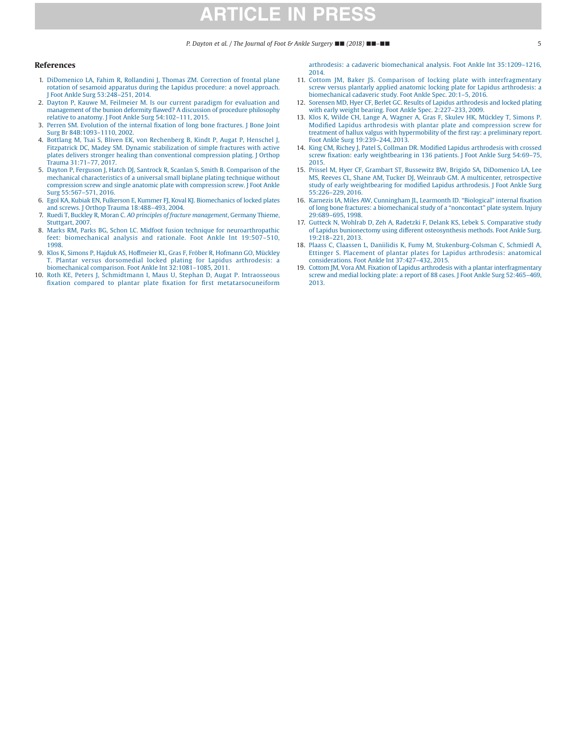## References

1. DiDomenico LA, Fahim R, Rollandini J, Thomas ZM. Correction of frontal plane rotation of sesamoid apparatus during the Lapidus procedure: a novel approach. J Foot Ankle Surg 53:248–251, 2014.
2. Dayton P, Kauwe M, Feilmeier M. Is our current paradigm for evaluation and management of the bunion deformity flawed? A discussion of procedure philosophy relative to anatomy. J Foot Ankle Surg 54:102–111, 2015.
3. Perren SM. Evolution of the internal fixation of long bone fractures. J Bone Joint Surg Br 84B:1093–1110, 2002.
4. Bottlang M, Tsai S, Bliven EK, von Rechenberg B, Kindt P, Augat P, Henschel J, Fitzpatrick DC, Madey SM. Dynamic stabilization of simple fractures with active plates delivers stronger healing than conventional compression plating. J Orthop Trauma 31:71–77, 2017.
5. Dayton P, Ferguson J, Hatch DJ, Santrock R, Scanlan S, Smith B. Comparison of the mechanical characteristics of a universal small biplane plating technique without compression screw and single anatomic plate with compression screw. J Foot Ankle Surg 55:567–571, 2016.
6. Egol KA, Kubiak EN, Fulkerson E, Kummer FJ, Koval KJ. Biomechanics of locked plates and screws. J Orthop Trauma 18:488–493, 2004.
7. Ruedi T, Buckley R, Moran C. *AO principles of fracture management*, Germany Thieme, Stuttgart, 2007.
8. Marks RM, Parks BG, Schon LC. Midfoot fusion technique for neuroarthropathic feet: biomechanical analysis and rationale. Foot Ankle Int 19:507–510, 1998.
9. Klos K, Simons P, Hajduk AS, Hoffmeier KL, Gras F, Fröber R, Hofmann GO, Mückley T. Plantar versus dorsomedial locked plating for Lapidus arthrodesis: a biomechanical comparison. Foot Ankle Int 32:1081–1085, 2011.
10. Roth KE, Peters J, Schmidtmann I, Maus U, Stephan D, Augat P. Intraosseous fixation compared to plantar plate fixation for first metatarsocuneiform arthrodesis: a cadaveric biomechanical analysis. Foot Ankle Int 35:1209–1216, 2014.
11. Cottom JM, Baker JS. Comparison of locking plate with interfragmentary screw versus plantarly applied anatomic locking plate for Lapidus arthrodesis: a biomechanical cadaveric study. Foot Ankle Spec. 20:1–5, 2016.
12. Sorensen MD, Hyer CF, Berlet GC. Results of Lapidus arthrodesis and locked plating with early weight bearing. Foot Ankle Spec. 2:227–233, 2009.
13. Klos K, Wilde CH, Lange A, Wagner A, Gras F, Skulev HK, Mückley T, Simons P. Modified Lapidus arthrodesis with plantar plate and compression screw for treatment of hallux valgus with hypermobility of the first ray: a preliminary report. Foot Ankle Surg 19:239–244, 2013.
14. King CM, Richey J, Patel S, Collman DR. Modified Lapidus arthrodesis with crossed screw fixation: early weightbearing in 136 patients. J Foot Ankle Surg 54:69–75, 2015.
15. Prissel M, Hyer CF, Grambart ST, Bussewitz BW, Brigido SA, DiDomenico LA, Lee MS, Reeves CL, Shane AM, Tucker DJ, Weinraub GM. A multicenter, retrospective study of early weightbearing for modified Lapidus arthrodesis. J Foot Ankle Surg 55:226–229, 2016.
16. Karnezis IA, Miles AW, Cunningham JL, Learmonth ID. "Biological" internal fixation of long bone fractures: a biomechanical study of a "noncontact" plate system. Injury 29:689–695, 1998.
17. Gutteck N, Wohlrab D, Zeh A, Radetzki F, Delank KS, Lebek S. Comparative study of Lapidus bunionectomy using different osteosynthesis methods. Foot Ankle Surg. 19:218–221, 2013.
18. Plaass C, Claassen L, Daniilidis K, Fumy M, Stukenburg-Colsman C, Schmiedl A, Ettinger S. Placement of plantar plates for Lapidus arthrodesis: anatomical considerations. Foot Ankle Int 37:427–432, 2015.
19. Cottom JM, Vora AM. Fixation of Lapidus arthrodesis with a plantar interfragmentary screw and medial locking plate: a report of 88 cases. J Foot Ankle Surg 52:465–469, 2013.